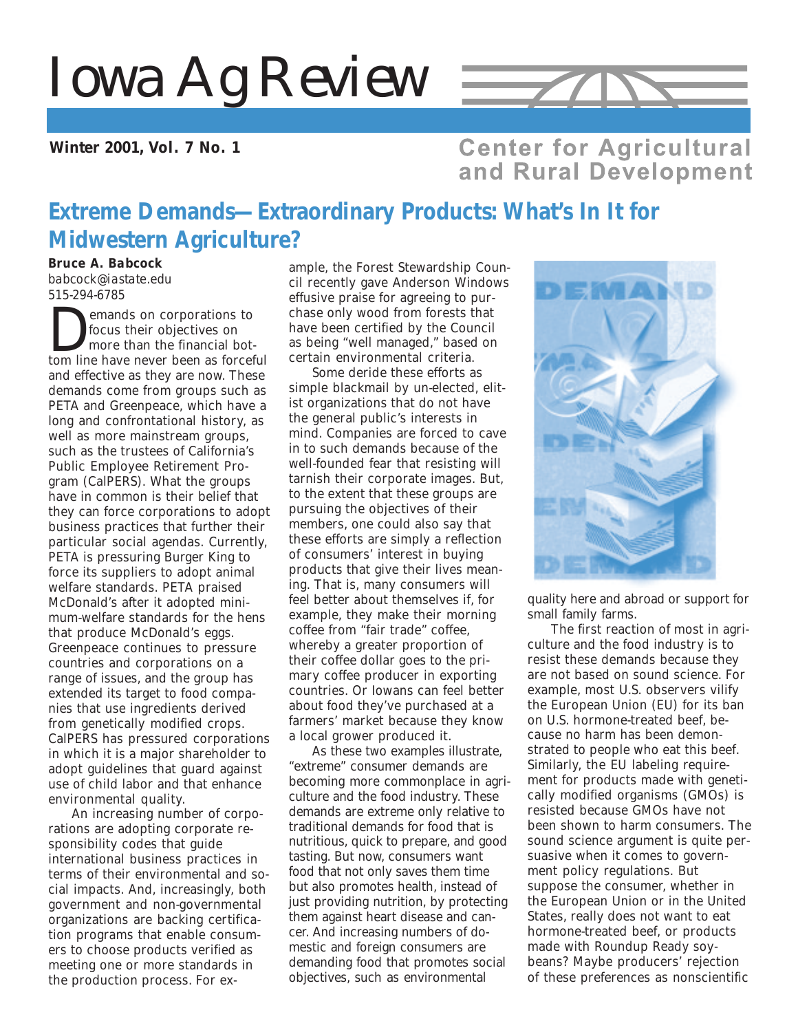# Iowa Ag Review

**Winter 2001, Vol. 7 No. 1**

**Center for Agricultural and Rural Development**

## Extreme Demands—Extraordinary Products: What's In It for Midwestern Agriculture?

**Bruce A. Babcock**
*babcock@iastate.edu*
515-294-6785

Demands on corporations to focus their objectives on more than the financial bottom line have never been as forceful and effective as they are now. These demands come from groups such as PETA and Greenpeace, which have a long and confrontational history, as well as more mainstream groups, such as the trustees of California's Public Employee Retirement Program (CalPERS). What the groups have in common is their belief that they can force corporations to adopt business practices that further their particular social agendas. Currently, PETA is pressuring Burger King to force its suppliers to adopt animal welfare standards. PETA praised McDonald's after it adopted minimum-welfare standards for the hens that produce McDonald's eggs. Greenpeace continues to pressure countries and corporations on a range of issues, and the group has extended its target to food companies that use ingredients derived from genetically modified crops. CalPERS has pressured corporations in which it is a major shareholder to adopt guidelines that guard against use of child labor and that enhance environmental quality.

An increasing number of corporations are adopting corporate responsibility codes that guide international business practices in terms of their environmental and social impacts. And, increasingly, both government and non-governmental organizations are backing certification programs that enable consumers to choose products verified as meeting one or more standards in the production process. For example, the Forest Stewardship Council recently gave Anderson Windows effusive praise for agreeing to purchase only wood from forests that have been certified by the Council as being "well managed," based on certain environmental criteria.

Some deride these efforts as simple blackmail by un-elected, elitist organizations that do not have the general public's interests in mind. Companies are forced to cave in to such demands because of the well-founded fear that resisting will tarnish their corporate images. But, to the extent that these groups are pursuing the objectives of their members, one could also say that these efforts are simply a reflection of consumers' interest in buying products that give their lives meaning. That is, many consumers will feel better about themselves if, for example, they make their morning coffee from "fair trade" coffee, whereby a greater proportion of their coffee dollar goes to the primary coffee producer in exporting countries. Or Iowans can feel better about food they've purchased at a farmers' market because they know a local grower produced it.

As these two examples illustrate, "extreme" consumer demands are becoming more commonplace in agriculture and the food industry. These demands are extreme only relative to traditional demands for food that is nutritious, quick to prepare, and good tasting. But now, consumers want food that not only saves them time but also promotes health, instead of just providing nutrition, by protecting them against heart disease and cancer. And increasing numbers of domestic and foreign consumers are demanding food that promotes social objectives, such as environmental quality here and abroad or support for small family farms.

The first reaction of most in agriculture and the food industry is to resist these demands because they are not based on sound science. For example, most U.S. observers vilify the European Union (EU) for its ban on U.S. hormone-treated beef, because no harm has been demonstrated to people who eat this beef. Similarly, the EU labeling requirement for products made with genetically modified organisms (GMOs) is resisted because GMOs have not been shown to harm consumers. The sound science argument is quite persuasive when it comes to government policy regulations. But suppose the consumer, whether in the European Union or in the United States, really does not want to eat hormone-treated beef, or products made with Roundup Ready soybeans? Maybe producers' rejection of these preferences as nonscientific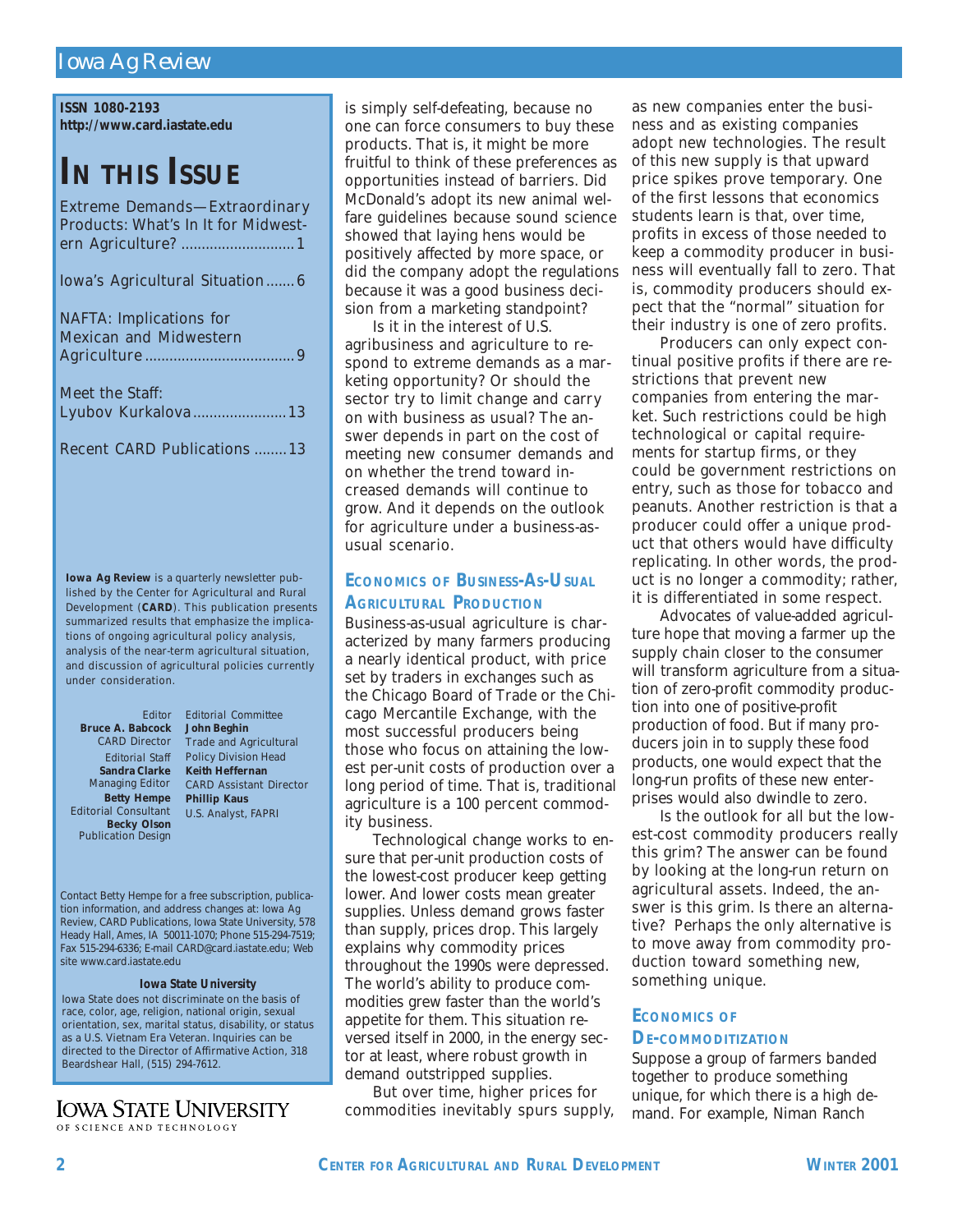**ISSN 1080-2193**
**http://www.card.iastate.edu**

# IN THIS ISSUE

Extreme Demands—Extraordinary Products: What's In It for Midwestern Agriculture? ........................... 1

Iowa's Agricultural Situation ....... 6

NAFTA: Implications for Mexican and Midwestern Agriculture .................................... 9

Meet the Staff: Lyubov Kurkalova ....................... 13

Recent CARD Publications ........ 13

**Iowa Ag Review** is a quarterly newsletter published by the Center for Agricultural and Rural Development (**CARD**). This publication presents summarized results that emphasize the implications of ongoing agricultural policy analysis, analysis of the near-term agricultural situation, and discussion of agricultural policies currently under consideration.

Editor
**Bruce A. Babcock**
CARD Director

Editorial Staff
**Sandra Clarke**
Managing Editor
**Betty Hempe**
Editorial Consultant
**Becky Olson**
Publication Design

Editorial Committee
**John Beghin**
Trade and Agricultural Policy Division Head
**Keith Heffernan**
CARD Assistant Director
**Phillip Kaus**
U.S. Analyst, FAPRI

Contact Betty Hempe for a free subscription, publication information, and address changes at: Iowa Ag Review, CARD Publications, Iowa State University, 578 Heady Hall, Ames, IA 50011-1070; Phone 515-294-7519; Fax 515-294-6336; E-mail CARD@card.iastate.edu; Web site www.card.iastate.edu

**Iowa State University**
Iowa State does not discriminate on the basis of race, color, age, religion, national origin, sexual orientation, sex, marital status, disability, or status as a U.S. Vietnam Era Veteran. Inquiries can be directed to the Director of Affirmative Action, 318 Beardshear Hall, (515) 294-7612.

IOWA STATE UNIVERSITY
OF SCIENCE AND TECHNOLOGY

is simply self-defeating, because no one can force consumers to buy these products. That is, it might be more fruitful to think of these preferences as opportunities instead of barriers. Did McDonald's adopt its new animal welfare guidelines because sound science showed that laying hens would be positively affected by more space, or did the company adopt the regulations because it was a good business decision from a marketing standpoint?

Is it in the interest of U.S. agribusiness and agriculture to respond to extreme demands as a marketing opportunity? Or should the sector try to limit change and carry on with business as usual? The answer depends in part on the cost of meeting new consumer demands and on whether the trend toward increased demands will continue to grow. And it depends on the outlook for agriculture under a business-as-usual scenario.

### ECONOMICS OF BUSINESS-AS-USUAL AGRICULTURAL PRODUCTION

Business-as-usual agriculture is characterized by many farmers producing a nearly identical product, with price set by traders in exchanges such as the Chicago Board of Trade or the Chicago Mercantile Exchange, with the most successful producers being those who focus on attaining the lowest per-unit costs of production over a long period of time. That is, traditional agriculture is a 100 percent commodity business.

Technological change works to ensure that per-unit production costs of the lowest-cost producer keep getting lower. And lower costs mean greater supplies. Unless demand grows faster than supply, prices drop. This largely explains why commodity prices throughout the 1990s were depressed. The world's ability to produce commodities grew faster than the world's appetite for them. This situation reversed itself in 2000, in the energy sector at least, where robust growth in demand outstripped supplies.

But over time, higher prices for commodities inevitably spurs supply, as new companies enter the business and as existing companies adopt new technologies. The result of this new supply is that upward price spikes prove temporary. One of the first lessons that economics students learn is that, over time, profits in excess of those needed to keep a commodity producer in business will eventually fall to zero. That is, commodity producers should expect that the "normal" situation for their industry is one of zero profits.

Producers can only expect continual positive profits if there are restrictions that prevent new companies from entering the market. Such restrictions could be high technological or capital requirements for startup firms, or they could be government restrictions on entry, such as those for tobacco and peanuts. Another restriction is that a producer could offer a unique product that others would have difficulty replicating. In other words, the product is no longer a commodity; rather, it is differentiated in some respect.

Advocates of value-added agriculture hope that moving a farmer up the supply chain closer to the consumer will transform agriculture from a situation of zero-profit commodity production into one of positive-profit production of food. But if many producers join in to supply these food products, one would expect that the long-run profits of these new enterprises would also dwindle to zero.

Is the outlook for all but the lowest-cost commodity producers really this grim? The answer can be found by looking at the long-run return on agricultural assets. Indeed, the answer is this grim. Is there an alternative? Perhaps the only alternative is to move away from commodity production toward something new, something unique.

### ECONOMICS OF DE-COMMODITIZATION

Suppose a group of farmers banded together to produce something unique, for which there is a high demand. For example, Niman Ranch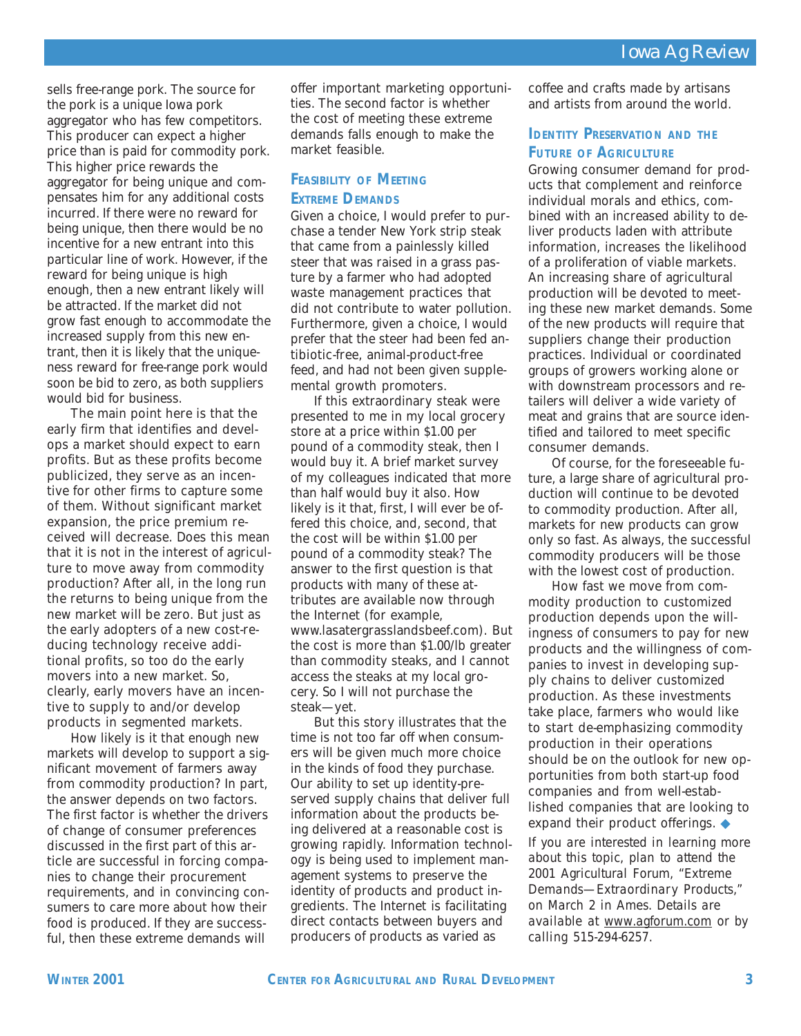sells free-range pork. The source for the pork is a unique Iowa pork aggregator who has few competitors. This producer can expect a higher price than is paid for commodity pork. This higher price rewards the aggregator for being unique and compensates him for any additional costs incurred. If there were no reward for being unique, then there would be no incentive for a new entrant into this particular line of work. However, if the reward for being unique is high enough, then a new entrant likely will be attracted. If the market did not grow fast enough to accommodate the increased supply from this new entrant, then it is likely that the uniqueness reward for free-range pork would soon be bid to zero, as both suppliers would bid for business.

The main point here is that the early firm that identifies and develops a market should expect to earn profits. But as these profits become publicized, they serve as an incentive for other firms to capture some of them. Without significant market expansion, the price premium received will decrease. Does this mean that it is not in the interest of agriculture to move away from commodity production? After all, in the long run the returns to being unique from the new market will be zero. But just as the early adopters of a new cost-reducing technology receive additional profits, so too do the early movers into a new market. So, clearly, early movers have an incentive to supply to and/or develop products in segmented markets.

How likely is it that enough new markets will develop to support a significant movement of farmers away from commodity production? In part, the answer depends on two factors. The first factor is whether the drivers of change of consumer preferences discussed in the first part of this article are successful in forcing companies to change their procurement requirements, and in convincing consumers to care more about how their food is produced. If they are successful, then these extreme demands will offer important marketing opportunities. The second factor is whether the cost of meeting these extreme demands falls enough to make the market feasible.

## Feasibility of Meeting Extreme Demands

Given a choice, I would prefer to purchase a tender New York strip steak that came from a painlessly killed steer that was raised in a grass pasture by a farmer who had adopted waste management practices that did not contribute to water pollution. Furthermore, given a choice, I would prefer that the steer had been fed antibiotic-free, animal-product-free feed, and had not been given supplemental growth promoters.

If this extraordinary steak were presented to me in my local grocery store at a price within $1.00 per pound of a commodity steak, then I would buy it. A brief market survey of my colleagues indicated that more than half would buy it also. How likely is it that, first, I will ever be offered this choice, and, second, that the cost will be within $1.00 per pound of a commodity steak? The answer to the first question is that products with many of these attributes are available now through the Internet (for example, www.lasatergrasslandsbeef.com). But the cost is more than $1.00/lb greater than commodity steaks, and I cannot access the steaks at my local grocery. So I will not purchase the steak—yet.

But this story illustrates that the time is not too far off when consumers will be given much more choice in the kinds of food they purchase. Our ability to set up identity-preserved supply chains that deliver full information about the products being delivered at a reasonable cost is growing rapidly. Information technology is being used to implement management systems to preserve the identity of products and product ingredients. The Internet is facilitating direct contacts between buyers and producers of products as varied as coffee and crafts made by artisans and artists from around the world.

## Identity Preservation and the Future of Agriculture

Growing consumer demand for products that complement and reinforce individual morals and ethics, combined with an increased ability to deliver products laden with attribute information, increases the likelihood of a proliferation of viable markets. An increasing share of agricultural production will be devoted to meeting these new market demands. Some of the new products will require that suppliers change their production practices. Individual or coordinated groups of growers working alone or with downstream processors and retailers will deliver a wide variety of meat and grains that are source identified and tailored to meet specific consumer demands.

Of course, for the foreseeable future, a large share of agricultural production will continue to be devoted to commodity production. After all, markets for new products can grow only so fast. As always, the successful commodity producers will be those with the lowest cost of production.

How fast we move from commodity production to customized production depends upon the willingness of consumers to pay for new products and the willingness of companies to invest in developing supply chains to deliver customized production. As these investments take place, farmers who would like to start de-emphasizing commodity production in their operations should be on the outlook for new opportunities from both start-up food companies and from well-established companies that are looking to expand their product offerings. ◆

*If you are interested in learning more about this topic, plan to attend the 2001 Agricultural Forum, "Extreme Demands—Extraordinary Products," on March 2 in Ames. Details are available at www.agforum.com or by calling 515-294-6257.*